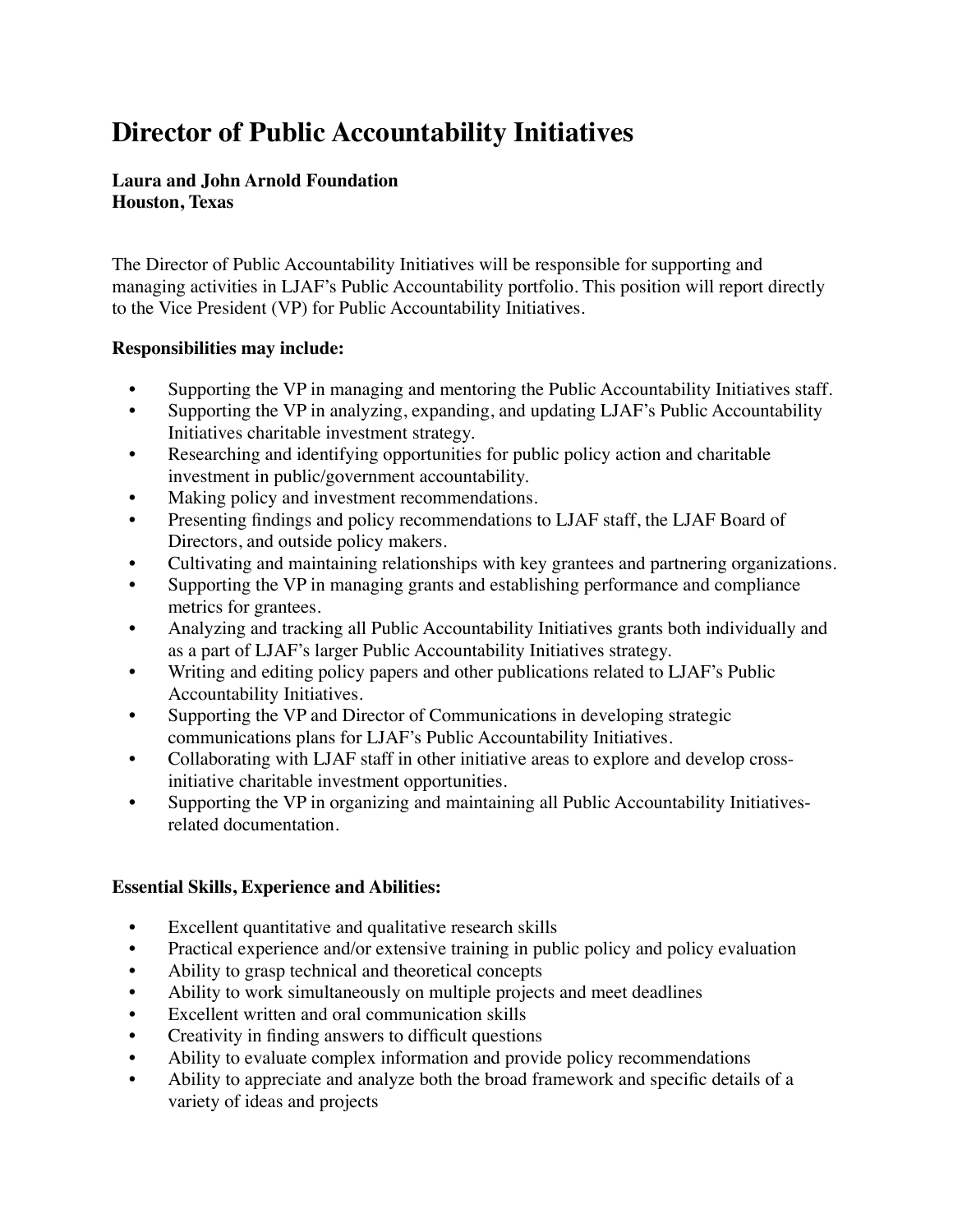# Director of Public Accountability Initiatives

**Laura and John Arnold Foundation**
**Houston, Texas**

The Director of Public Accountability Initiatives will be responsible for supporting and managing activities in LJAF's Public Accountability portfolio. This position will report directly to the Vice President (VP) for Public Accountability Initiatives.

**Responsibilities may include:**

- Supporting the VP in managing and mentoring the Public Accountability Initiatives staff.
- Supporting the VP in analyzing, expanding, and updating LJAF's Public Accountability Initiatives charitable investment strategy.
- Researching and identifying opportunities for public policy action and charitable investment in public/government accountability.
- Making policy and investment recommendations.
- Presenting findings and policy recommendations to LJAF staff, the LJAF Board of Directors, and outside policy makers.
- Cultivating and maintaining relationships with key grantees and partnering organizations.
- Supporting the VP in managing grants and establishing performance and compliance metrics for grantees.
- Analyzing and tracking all Public Accountability Initiatives grants both individually and as a part of LJAF's larger Public Accountability Initiatives strategy.
- Writing and editing policy papers and other publications related to LJAF's Public Accountability Initiatives.
- Supporting the VP and Director of Communications in developing strategic communications plans for LJAF's Public Accountability Initiatives.
- Collaborating with LJAF staff in other initiative areas to explore and develop cross-initiative charitable investment opportunities.
- Supporting the VP in organizing and maintaining all Public Accountability Initiatives-related documentation.

**Essential Skills, Experience and Abilities:**

- Excellent quantitative and qualitative research skills
- Practical experience and/or extensive training in public policy and policy evaluation
- Ability to grasp technical and theoretical concepts
- Ability to work simultaneously on multiple projects and meet deadlines
- Excellent written and oral communication skills
- Creativity in finding answers to difficult questions
- Ability to evaluate complex information and provide policy recommendations
- Ability to appreciate and analyze both the broad framework and specific details of a variety of ideas and projects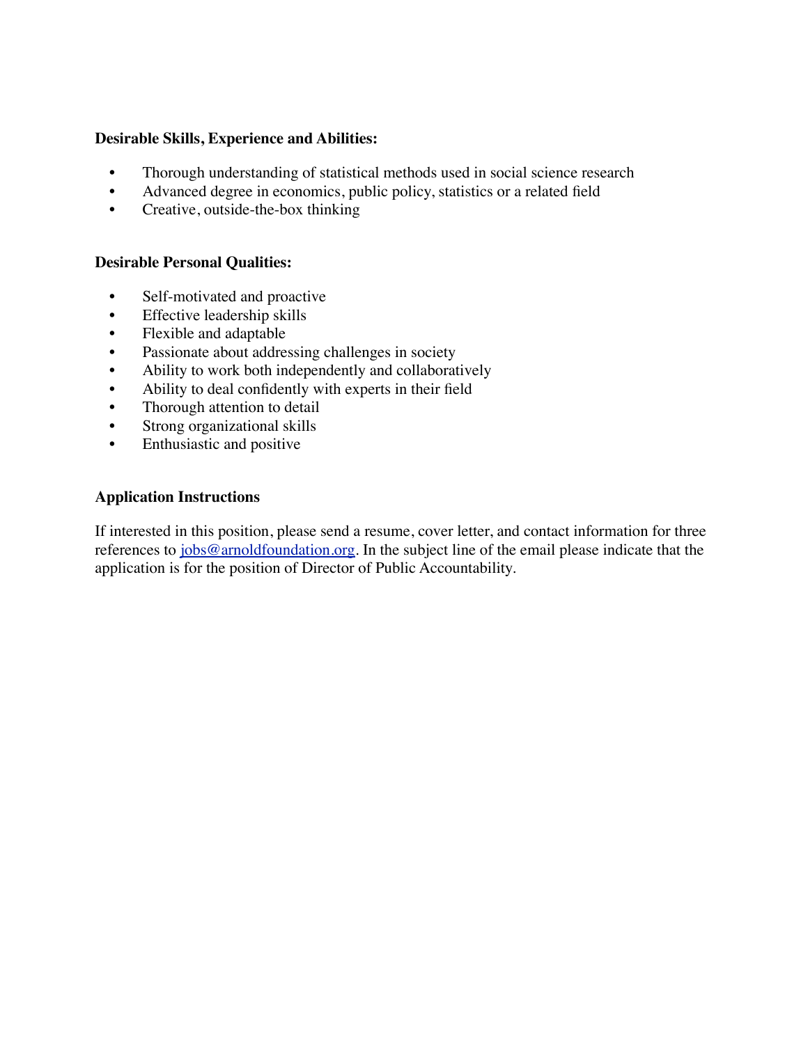**Desirable Skills, Experience and Abilities:**

- Thorough understanding of statistical methods used in social science research
- Advanced degree in economics, public policy, statistics or a related field
- Creative, outside-the-box thinking

**Desirable Personal Qualities:**

- Self-motivated and proactive
- Effective leadership skills
- Flexible and adaptable
- Passionate about addressing challenges in society
- Ability to work both independently and collaboratively
- Ability to deal confidently with experts in their field
- Thorough attention to detail
- Strong organizational skills
- Enthusiastic and positive

**Application Instructions**

If interested in this position, please send a resume, cover letter, and contact information for three references to jobs@arnoldfoundation.org. In the subject line of the email please indicate that the application is for the position of Director of Public Accountability.